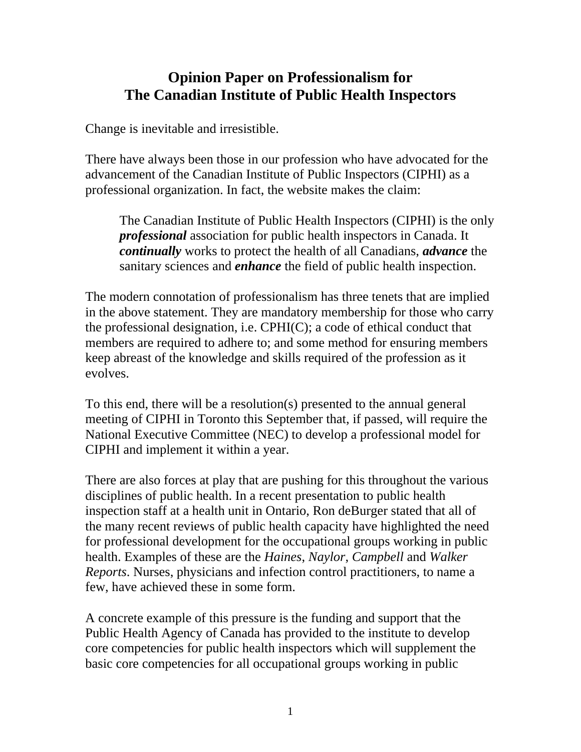# Opinion Paper on Professionalism for The Canadian Institute of Public Health Inspectors

Change is inevitable and irresistible.

There have always been those in our profession who have advocated for the advancement of the Canadian Institute of Public Inspectors (CIPHI) as a professional organization. In fact, the website makes the claim:

> The Canadian Institute of Public Health Inspectors (CIPHI) is the only ***professional*** association for public health inspectors in Canada. It ***continually*** works to protect the health of all Canadians, ***advance*** the sanitary sciences and ***enhance*** the field of public health inspection.

The modern connotation of professionalism has three tenets that are implied in the above statement. They are mandatory membership for those who carry the professional designation, i.e. CPHI(C); a code of ethical conduct that members are required to adhere to; and some method for ensuring members keep abreast of the knowledge and skills required of the profession as it evolves.

To this end, there will be a resolution(s) presented to the annual general meeting of CIPHI in Toronto this September that, if passed, will require the National Executive Committee (NEC) to develop a professional model for CIPHI and implement it within a year.

There are also forces at play that are pushing for this throughout the various disciplines of public health. In a recent presentation to public health inspection staff at a health unit in Ontario, Ron deBurger stated that all of the many recent reviews of public health capacity have highlighted the need for professional development for the occupational groups working in public health. Examples of these are the *Haines*, *Naylor*, *Campbell* and *Walker Reports*. Nurses, physicians and infection control practitioners, to name a few, have achieved these in some form.

A concrete example of this pressure is the funding and support that the Public Health Agency of Canada has provided to the institute to develop core competencies for public health inspectors which will supplement the basic core competencies for all occupational groups working in public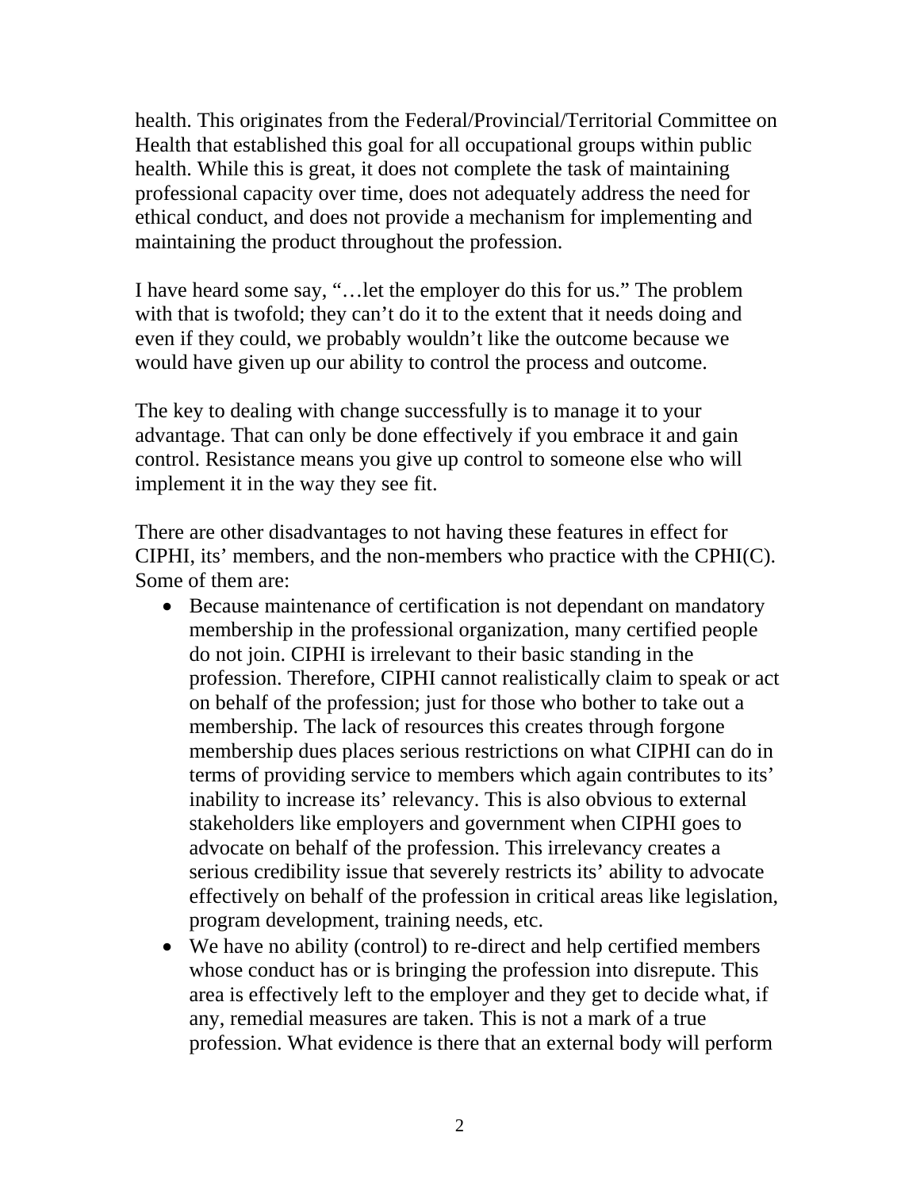health. This originates from the Federal/Provincial/Territorial Committee on Health that established this goal for all occupational groups within public health. While this is great, it does not complete the task of maintaining professional capacity over time, does not adequately address the need for ethical conduct, and does not provide a mechanism for implementing and maintaining the product throughout the profession.

I have heard some say, "…let the employer do this for us." The problem with that is twofold; they can't do it to the extent that it needs doing and even if they could, we probably wouldn't like the outcome because we would have given up our ability to control the process and outcome.

The key to dealing with change successfully is to manage it to your advantage. That can only be done effectively if you embrace it and gain control. Resistance means you give up control to someone else who will implement it in the way they see fit.

There are other disadvantages to not having these features in effect for CIPHI, its' members, and the non-members who practice with the CPHI(C). Some of them are:

- Because maintenance of certification is not dependant on mandatory membership in the professional organization, many certified people do not join. CIPHI is irrelevant to their basic standing in the profession. Therefore, CIPHI cannot realistically claim to speak or act on behalf of the profession; just for those who bother to take out a membership. The lack of resources this creates through forgone membership dues places serious restrictions on what CIPHI can do in terms of providing service to members which again contributes to its' inability to increase its' relevancy. This is also obvious to external stakeholders like employers and government when CIPHI goes to advocate on behalf of the profession. This irrelevancy creates a serious credibility issue that severely restricts its' ability to advocate effectively on behalf of the profession in critical areas like legislation, program development, training needs, etc.
- We have no ability (control) to re-direct and help certified members whose conduct has or is bringing the profession into disrepute. This area is effectively left to the employer and they get to decide what, if any, remedial measures are taken. This is not a mark of a true profession. What evidence is there that an external body will perform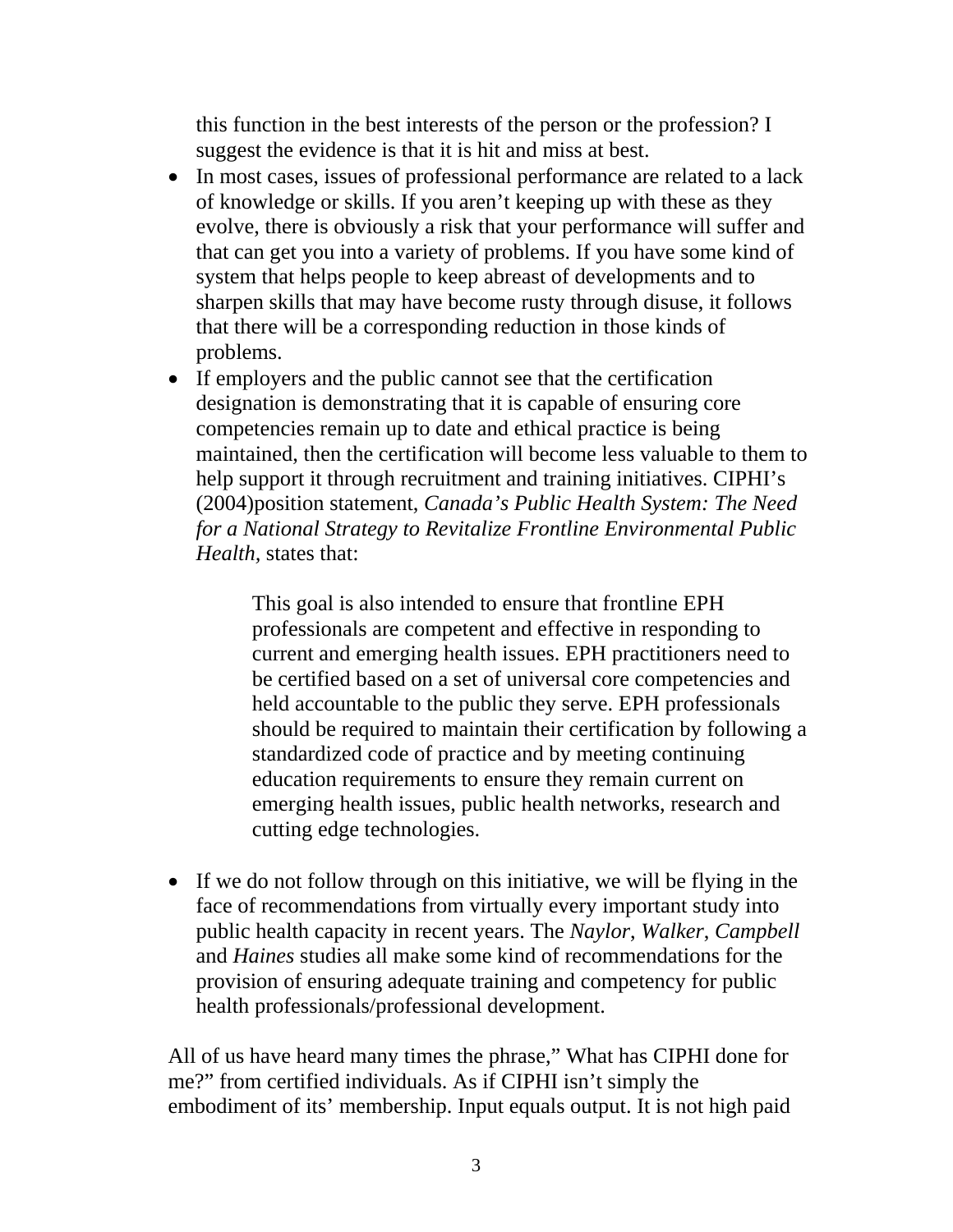this function in the best interests of the person or the profession? I suggest the evidence is that it is hit and miss at best.

- In most cases, issues of professional performance are related to a lack of knowledge or skills. If you aren't keeping up with these as they evolve, there is obviously a risk that your performance will suffer and that can get you into a variety of problems. If you have some kind of system that helps people to keep abreast of developments and to sharpen skills that may have become rusty through disuse, it follows that there will be a corresponding reduction in those kinds of problems.
- If employers and the public cannot see that the certification designation is demonstrating that it is capable of ensuring core competencies remain up to date and ethical practice is being maintained, then the certification will become less valuable to them to help support it through recruitment and training initiatives. CIPHI's (2004)position statement, *Canada's Public Health System: The Need for a National Strategy to Revitalize Frontline Environmental Public Health,* states that:

> This goal is also intended to ensure that frontline EPH professionals are competent and effective in responding to current and emerging health issues. EPH practitioners need to be certified based on a set of universal core competencies and held accountable to the public they serve. EPH professionals should be required to maintain their certification by following a standardized code of practice and by meeting continuing education requirements to ensure they remain current on emerging health issues, public health networks, research and cutting edge technologies.

- If we do not follow through on this initiative, we will be flying in the face of recommendations from virtually every important study into public health capacity in recent years. The *Naylor*, *Walker*, *Campbell* and *Haines* studies all make some kind of recommendations for the provision of ensuring adequate training and competency for public health professionals/professional development.

All of us have heard many times the phrase," What has CIPHI done for me?" from certified individuals. As if CIPHI isn't simply the embodiment of its' membership. Input equals output. It is not high paid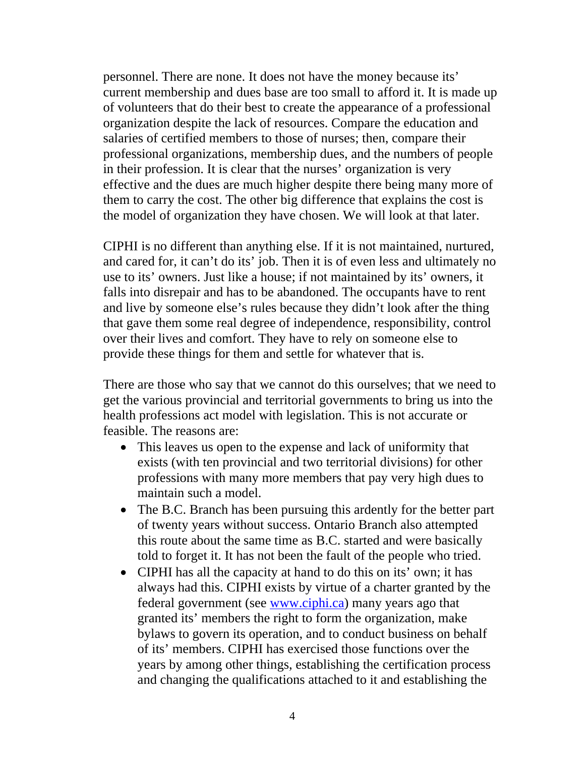personnel. There are none. It does not have the money because its' current membership and dues base are too small to afford it. It is made up of volunteers that do their best to create the appearance of a professional organization despite the lack of resources. Compare the education and salaries of certified members to those of nurses; then, compare their professional organizations, membership dues, and the numbers of people in their profession. It is clear that the nurses' organization is very effective and the dues are much higher despite there being many more of them to carry the cost. The other big difference that explains the cost is the model of organization they have chosen. We will look at that later.

CIPHI is no different than anything else. If it is not maintained, nurtured, and cared for, it can't do its' job. Then it is of even less and ultimately no use to its' owners. Just like a house; if not maintained by its' owners, it falls into disrepair and has to be abandoned. The occupants have to rent and live by someone else's rules because they didn't look after the thing that gave them some real degree of independence, responsibility, control over their lives and comfort. They have to rely on someone else to provide these things for them and settle for whatever that is.

There are those who say that we cannot do this ourselves; that we need to get the various provincial and territorial governments to bring us into the health professions act model with legislation. This is not accurate or feasible. The reasons are:

- This leaves us open to the expense and lack of uniformity that exists (with ten provincial and two territorial divisions) for other professions with many more members that pay very high dues to maintain such a model.
- The B.C. Branch has been pursuing this ardently for the better part of twenty years without success. Ontario Branch also attempted this route about the same time as B.C. started and were basically told to forget it. It has not been the fault of the people who tried.
- CIPHI has all the capacity at hand to do this on its' own; it has always had this. CIPHI exists by virtue of a charter granted by the federal government (see [www.ciphi.ca](http://www.ciphi.ca)) many years ago that granted its' members the right to form the organization, make bylaws to govern its operation, and to conduct business on behalf of its' members. CIPHI has exercised those functions over the years by among other things, establishing the certification process and changing the qualifications attached to it and establishing the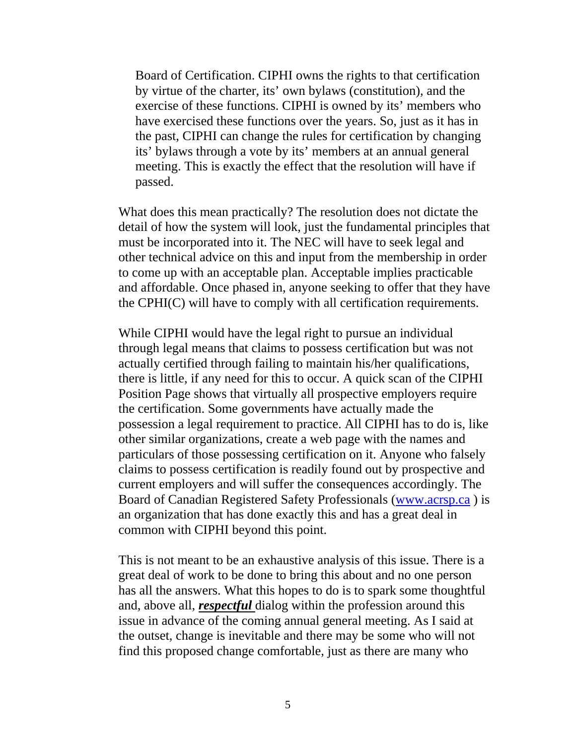> Board of Certification. CIPHI owns the rights to that certification by virtue of the charter, its' own bylaws (constitution), and the exercise of these functions. CIPHI is owned by its' members who have exercised these functions over the years. So, just as it has in the past, CIPHI can change the rules for certification by changing its' bylaws through a vote by its' members at an annual general meeting. This is exactly the effect that the resolution will have if passed.

What does this mean practically? The resolution does not dictate the detail of how the system will look, just the fundamental principles that must be incorporated into it. The NEC will have to seek legal and other technical advice on this and input from the membership in order to come up with an acceptable plan. Acceptable implies practicable and affordable. Once phased in, anyone seeking to offer that they have the CPHI(C) will have to comply with all certification requirements.

While CIPHI would have the legal right to pursue an individual through legal means that claims to possess certification but was not actually certified through failing to maintain his/her qualifications, there is little, if any need for this to occur. A quick scan of the CIPHI Position Page shows that virtually all prospective employers require the certification. Some governments have actually made the possession a legal requirement to practice. All CIPHI has to do is, like other similar organizations, create a web page with the names and particulars of those possessing certification on it. Anyone who falsely claims to possess certification is readily found out by prospective and current employers and will suffer the consequences accordingly. The Board of Canadian Registered Safety Professionals ([www.acrsp.ca](http://www.acrsp.ca) ) is an organization that has done exactly this and has a great deal in common with CIPHI beyond this point.

This is not meant to be an exhaustive analysis of this issue. There is a great deal of work to be done to bring this about and no one person has all the answers. What this hopes to do is to spark some thoughtful and, above all, ***respectful*** dialog within the profession around this issue in advance of the coming annual general meeting. As I said at the outset, change is inevitable and there may be some who will not find this proposed change comfortable, just as there are many who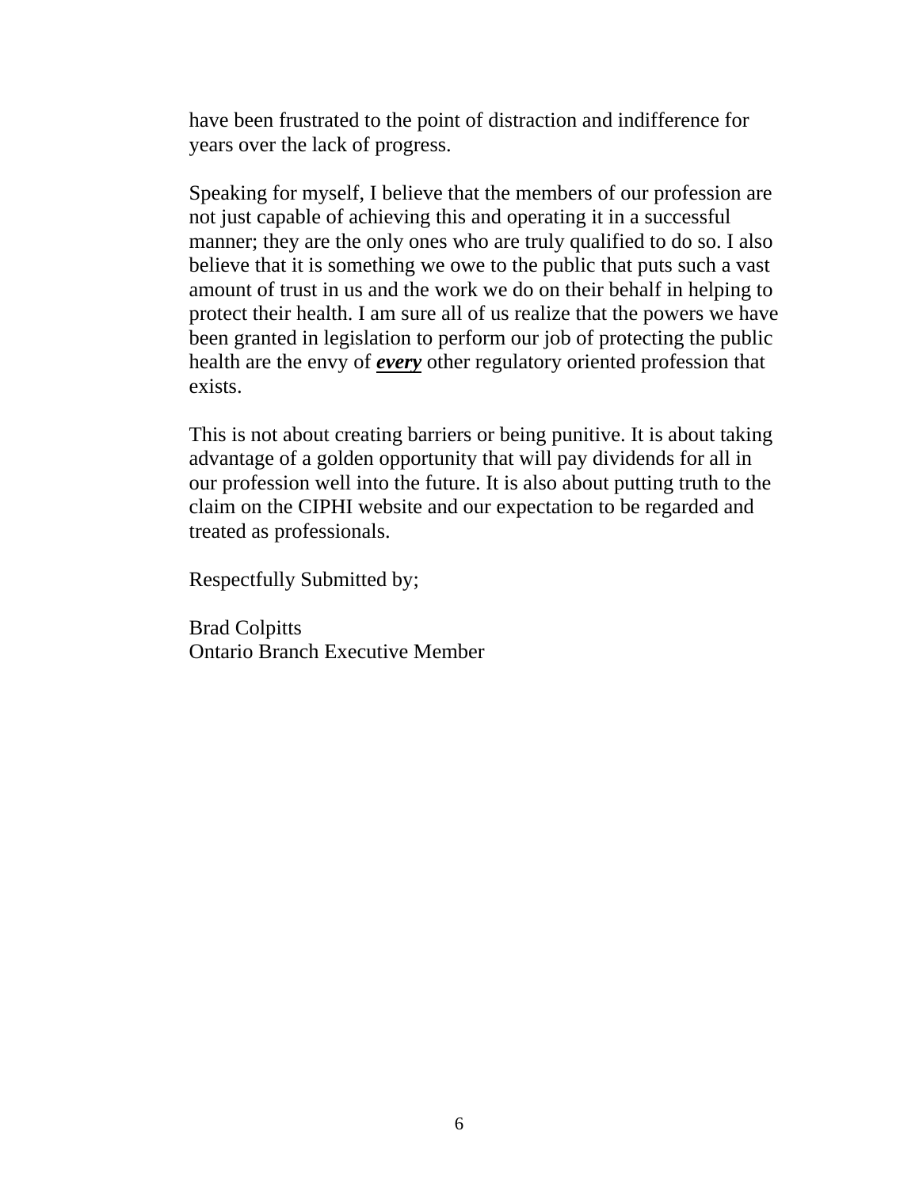have been frustrated to the point of distraction and indifference for years over the lack of progress.

Speaking for myself, I believe that the members of our profession are not just capable of achieving this and operating it in a successful manner; they are the only ones who are truly qualified to do so. I also believe that it is something we owe to the public that puts such a vast amount of trust in us and the work we do on their behalf in helping to protect their health. I am sure all of us realize that the powers we have been granted in legislation to perform our job of protecting the public health are the envy of <u>***every***</u> other regulatory oriented profession that exists.

This is not about creating barriers or being punitive. It is about taking advantage of a golden opportunity that will pay dividends for all in our profession well into the future. It is also about putting truth to the claim on the CIPHI website and our expectation to be regarded and treated as professionals.

Respectfully Submitted by;

Brad Colpitts
Ontario Branch Executive Member